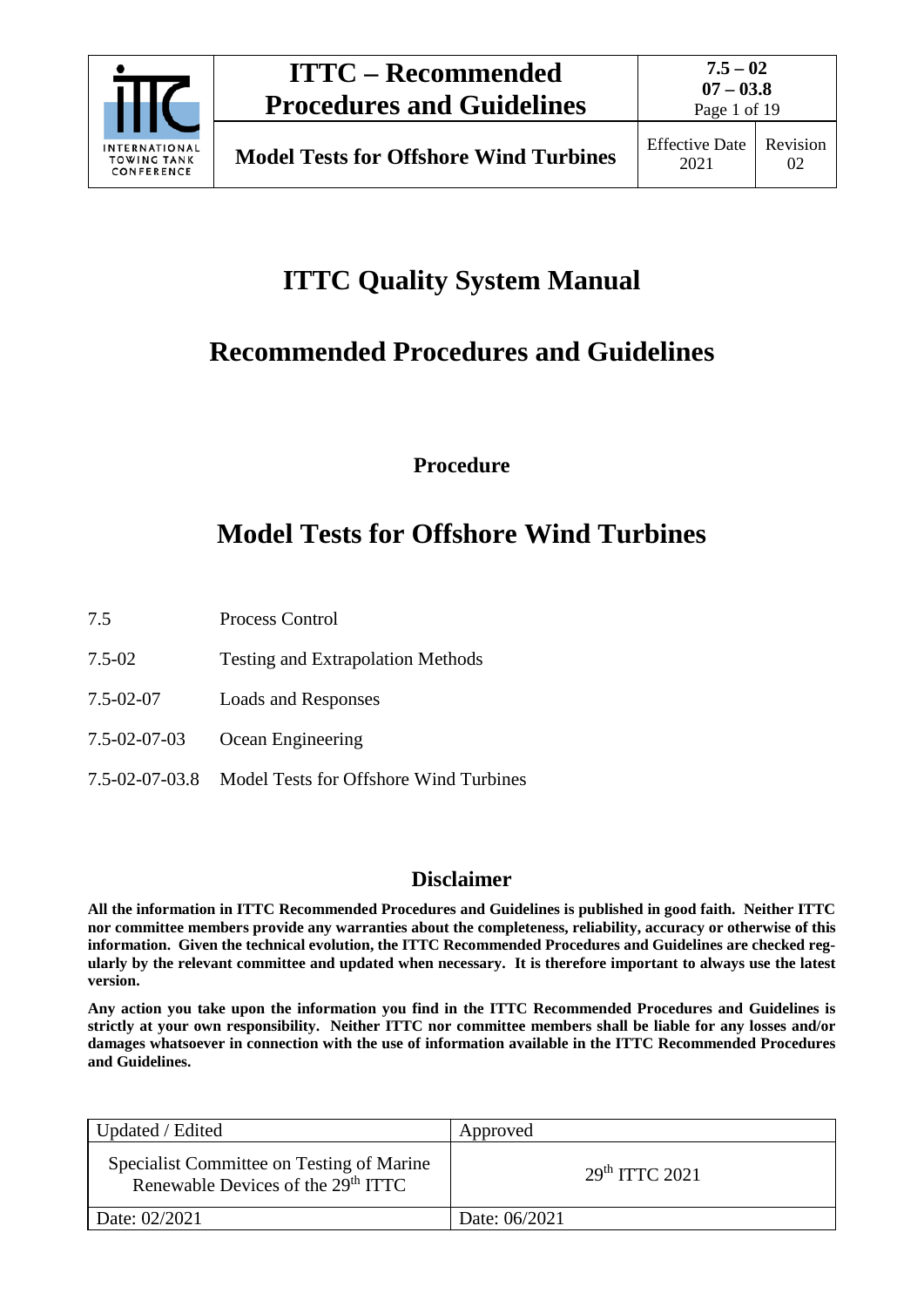# ITTC Quality System Manual

# Recommended Procedures and Guidelines

### Procedure

# Model Tests for Offshore Wind Turbines

| | |
|---|---|
| 7.5 | Process Control |
| 7.5-02 | Testing and Extrapolation Methods |
| 7.5-02-07 | Loads and Responses |
| 7.5-02-07-03 | Ocean Engineering |
| 7.5-02-07-03.8 | Model Tests for Offshore Wind Turbines |

## Disclaimer

**All the information in ITTC Recommended Procedures and Guidelines is published in good faith. Neither ITTC nor committee members provide any warranties about the completeness, reliability, accuracy or otherwise of this information. Given the technical evolution, the ITTC Recommended Procedures and Guidelines are checked regularly by the relevant committee and updated when necessary. It is therefore important to always use the latest version.**

**Any action you take upon the information you find in the ITTC Recommended Procedures and Guidelines is strictly at your own responsibility. Neither ITTC nor committee members shall be liable for any losses and/or damages whatsoever in connection with the use of information available in the ITTC Recommended Procedures and Guidelines.**

| Updated / Edited | Approved |
|---|---|
| Specialist Committee on Testing of Marine Renewable Devices of the 29th ITTC | 29th ITTC 2021 |
| Date: 02/2021 | Date: 06/2021 |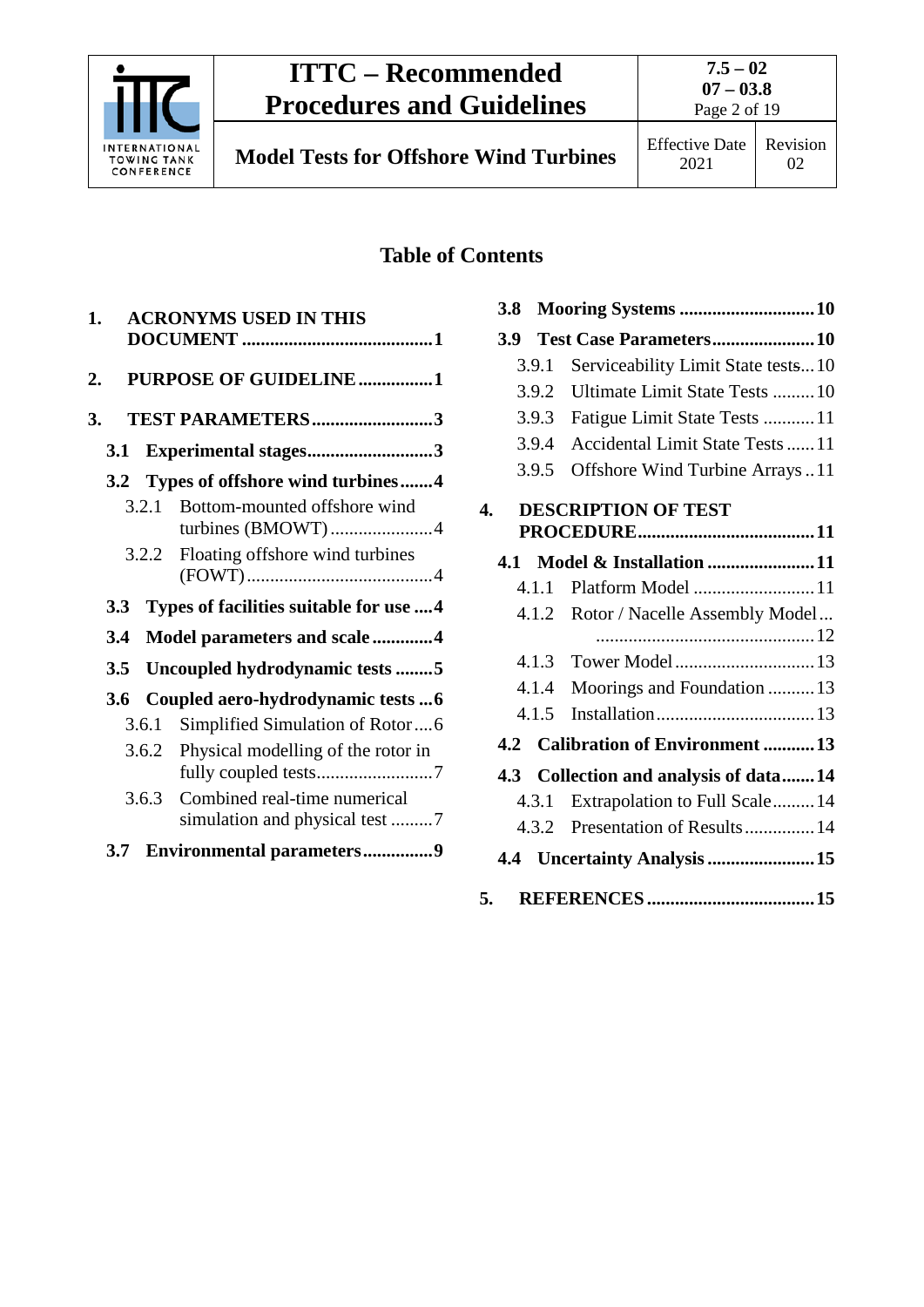## Table of Contents

1. ACRONYMS USED IN THIS DOCUMENT ........ 1
2. PURPOSE OF GUIDELINE ........ 1
3. TEST PARAMETERS ........ 3
   - 3.1 Experimental stages ........ 3
   - 3.2 Types of offshore wind turbines ........ 4
     - 3.2.1 Bottom-mounted offshore wind turbines (BMOWT) ........ 4
     - 3.2.2 Floating offshore wind turbines (FOWT) ........ 4
   - 3.3 Types of facilities suitable for use ........ 4
   - 3.4 Model parameters and scale ........ 4
   - 3.5 Uncoupled hydrodynamic tests ........ 5
   - 3.6 Coupled aero-hydrodynamic tests ........ 6
     - 3.6.1 Simplified Simulation of Rotor ........ 6
     - 3.6.2 Physical modelling of the rotor in fully coupled tests ........ 7
     - 3.6.3 Combined real-time numerical simulation and physical test ........ 7
   - 3.7 Environmental parameters ........ 9
   - 3.8 Mooring Systems ........ 10
   - 3.9 Test Case Parameters ........ 10
     - 3.9.1 Serviceability Limit State tests ........ 10
     - 3.9.2 Ultimate Limit State Tests ........ 10
     - 3.9.3 Fatigue Limit State Tests ........ 11
     - 3.9.4 Accidental Limit State Tests ........ 11
     - 3.9.5 Offshore Wind Turbine Arrays ........ 11
4. DESCRIPTION OF TEST PROCEDURE ........ 11
   - 4.1 Model & Installation ........ 11
     - 4.1.1 Platform Model ........ 11
     - 4.1.2 Rotor / Nacelle Assembly Model ........ 12
     - 4.1.3 Tower Model ........ 13
     - 4.1.4 Moorings and Foundation ........ 13
     - 4.1.5 Installation ........ 13
   - 4.2 Calibration of Environment ........ 13
   - 4.3 Collection and analysis of data ........ 14
     - 4.3.1 Extrapolation to Full Scale ........ 14
     - 4.3.2 Presentation of Results ........ 14
   - 4.4 Uncertainty Analysis ........ 15
5. REFERENCES ........ 15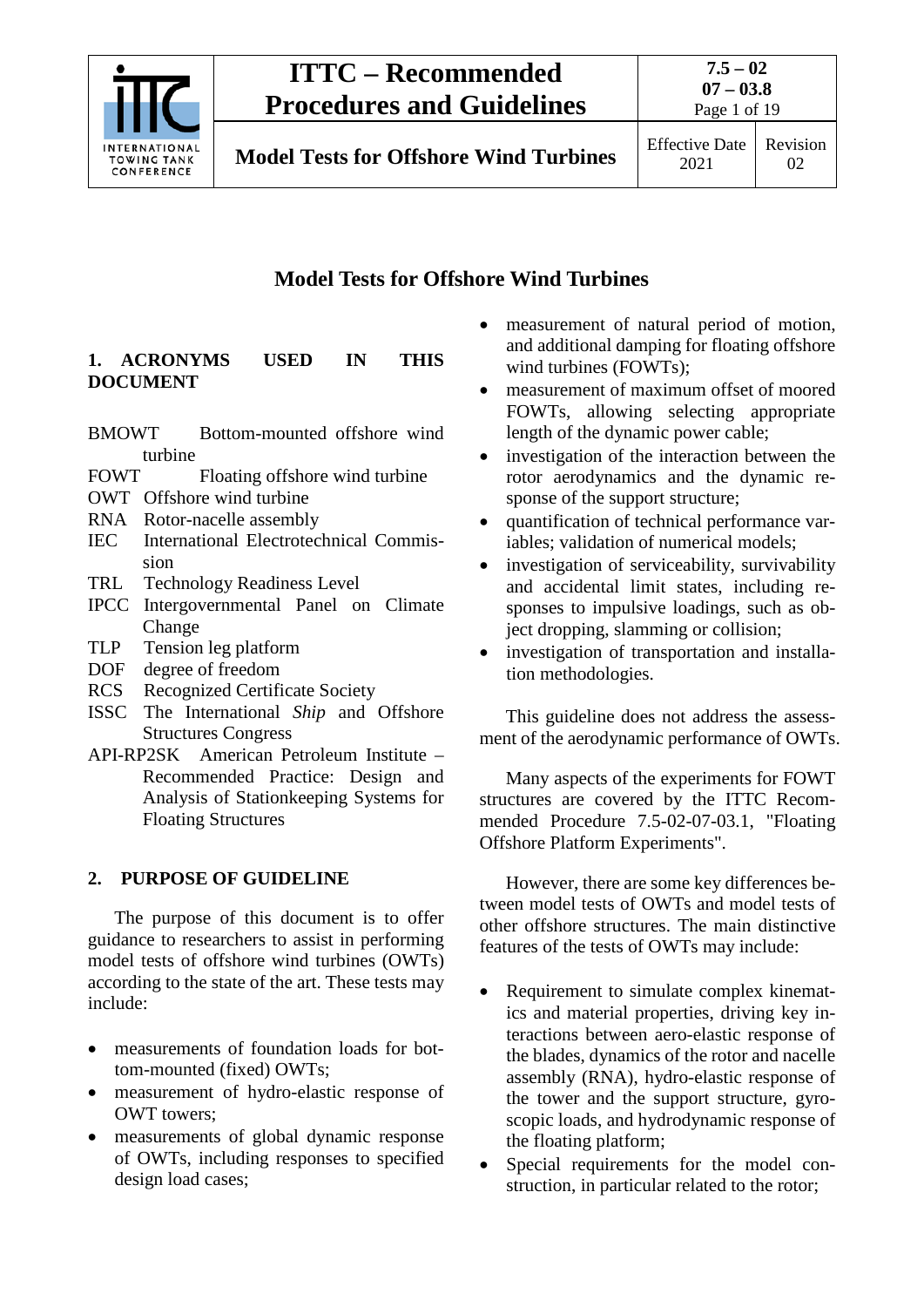# Model Tests for Offshore Wind Turbines

## 1. ACRONYMS USED IN THIS DOCUMENT

BMOWT Bottom-mounted offshore wind turbine
FOWT Floating offshore wind turbine
OWT Offshore wind turbine
RNA Rotor-nacelle assembly
IEC International Electrotechnical Commission
TRL Technology Readiness Level
IPCC Intergovernmental Panel on Climate Change
TLP Tension leg platform
DOF degree of freedom
RCS Recognized Certificate Society
ISSC The International *Ship* and Offshore Structures Congress
API-RP2SK American Petroleum Institute – Recommended Practice: Design and Analysis of Stationkeeping Systems for Floating Structures

## 2. PURPOSE OF GUIDELINE

The purpose of this document is to offer guidance to researchers to assist in performing model tests of offshore wind turbines (OWTs) according to the state of the art. These tests may include:

- measurements of foundation loads for bottom-mounted (fixed) OWTs;
- measurement of hydro-elastic response of OWT towers;
- measurements of global dynamic response of OWTs, including responses to specified design load cases;
- measurement of natural period of motion, and additional damping for floating offshore wind turbines (FOWTs);
- measurement of maximum offset of moored FOWTs, allowing selecting appropriate length of the dynamic power cable;
- investigation of the interaction between the rotor aerodynamics and the dynamic response of the support structure;
- quantification of technical performance variables; validation of numerical models;
- investigation of serviceability, survivability and accidental limit states, including responses to impulsive loadings, such as object dropping, slamming or collision;
- investigation of transportation and installation methodologies.

This guideline does not address the assessment of the aerodynamic performance of OWTs.

Many aspects of the experiments for FOWT structures are covered by the ITTC Recommended Procedure 7.5-02-07-03.1, "Floating Offshore Platform Experiments".

However, there are some key differences between model tests of OWTs and model tests of other offshore structures. The main distinctive features of the tests of OWTs may include:

- Requirement to simulate complex kinematics and material properties, driving key interactions between aero-elastic response of the blades, dynamics of the rotor and nacelle assembly (RNA), hydro-elastic response of the tower and the support structure, gyroscopic loads, and hydrodynamic response of the floating platform;
- Special requirements for the model construction, in particular related to the rotor;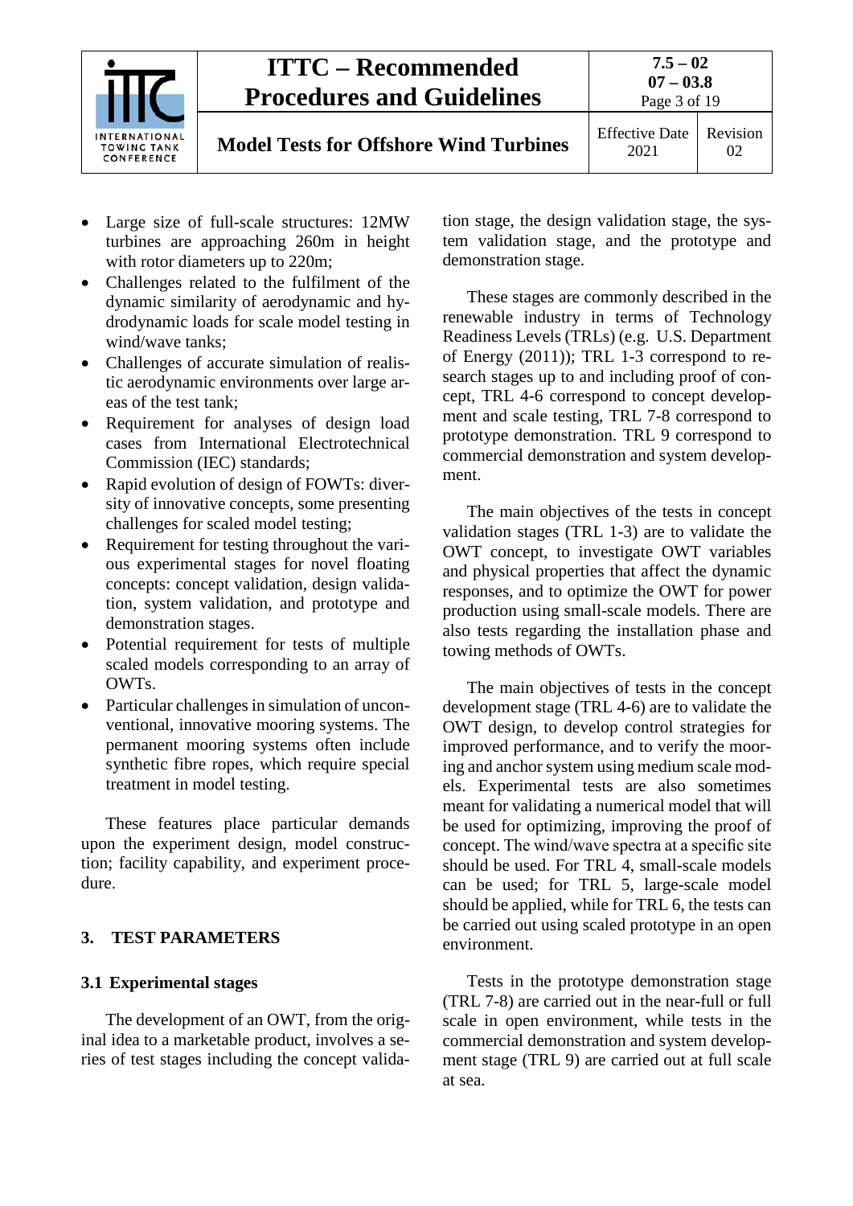- Large size of full-scale structures: 12MW turbines are approaching 260m in height with rotor diameters up to 220m;
- Challenges related to the fulfilment of the dynamic similarity of aerodynamic and hydrodynamic loads for scale model testing in wind/wave tanks;
- Challenges of accurate simulation of realistic aerodynamic environments over large areas of the test tank;
- Requirement for analyses of design load cases from International Electrotechnical Commission (IEC) standards;
- Rapid evolution of design of FOWTs: diversity of innovative concepts, some presenting challenges for scaled model testing;
- Requirement for testing throughout the various experimental stages for novel floating concepts: concept validation, design validation, system validation, and prototype and demonstration stages.
- Potential requirement for tests of multiple scaled models corresponding to an array of OWTs.
- Particular challenges in simulation of unconventional, innovative mooring systems. The permanent mooring systems often include synthetic fibre ropes, which require special treatment in model testing.

These features place particular demands upon the experiment design, model construction; facility capability, and experiment procedure.

## 3. TEST PARAMETERS

### 3.1 Experimental stages

The development of an OWT, from the original idea to a marketable product, involves a series of test stages including the concept validation stage, the design validation stage, the system validation stage, and the prototype and demonstration stage.

These stages are commonly described in the renewable industry in terms of Technology Readiness Levels (TRLs) (e.g. U.S. Department of Energy (2011)); TRL 1-3 correspond to research stages up to and including proof of concept, TRL 4-6 correspond to concept development and scale testing, TRL 7-8 correspond to prototype demonstration. TRL 9 correspond to commercial demonstration and system development.

The main objectives of the tests in concept validation stages (TRL 1-3) are to validate the OWT concept, to investigate OWT variables and physical properties that affect the dynamic responses, and to optimize the OWT for power production using small-scale models. There are also tests regarding the installation phase and towing methods of OWTs.

The main objectives of tests in the concept development stage (TRL 4-6) are to validate the OWT design, to develop control strategies for improved performance, and to verify the mooring and anchor system using medium scale models. Experimental tests are also sometimes meant for validating a numerical model that will be used for optimizing, improving the proof of concept. The wind/wave spectra at a specific site should be used. For TRL 4, small-scale models can be used; for TRL 5, large-scale model should be applied, while for TRL 6, the tests can be carried out using scaled prototype in an open environment.

Tests in the prototype demonstration stage (TRL 7-8) are carried out in the near-full or full scale in open environment, while tests in the commercial demonstration and system development stage (TRL 9) are carried out at full scale at sea.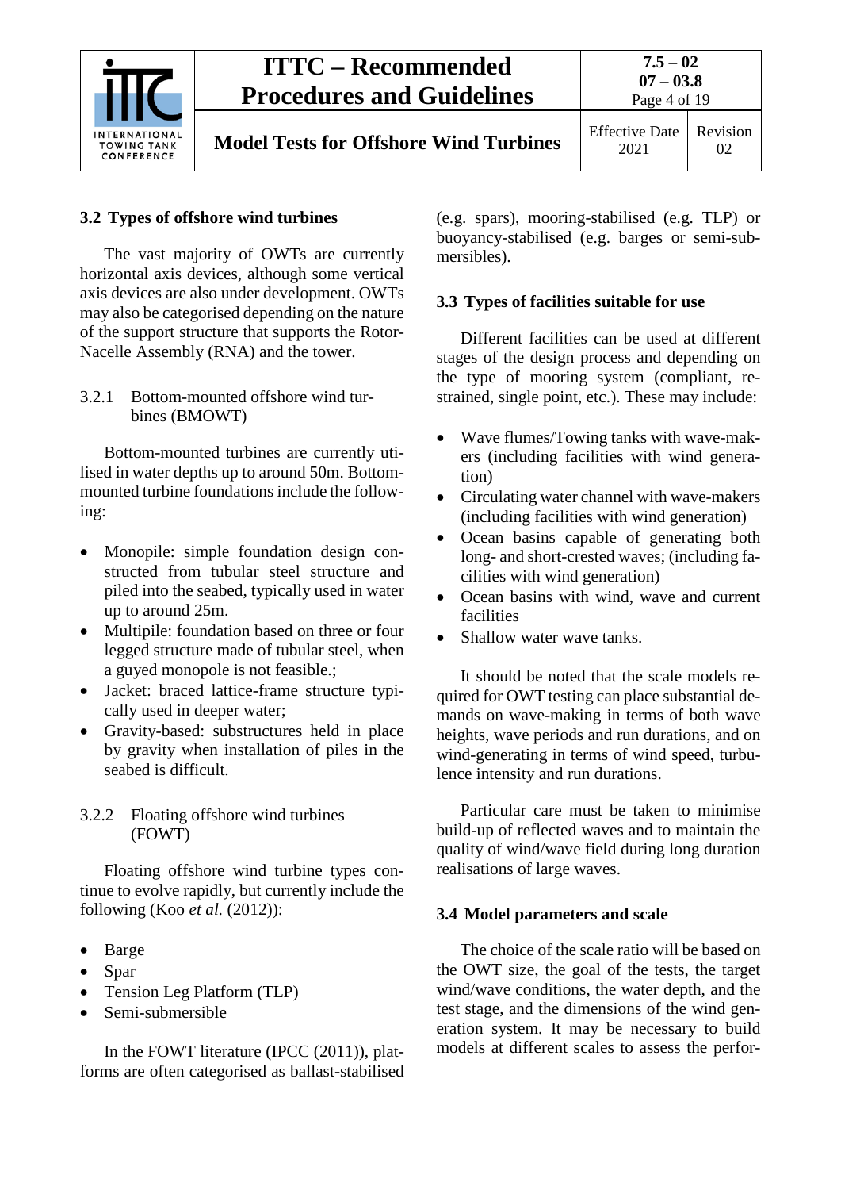## 3.2 Types of offshore wind turbines

The vast majority of OWTs are currently horizontal axis devices, although some vertical axis devices are also under development. OWTs may also be categorised depending on the nature of the support structure that supports the Rotor-Nacelle Assembly (RNA) and the tower.

### 3.2.1 Bottom-mounted offshore wind turbines (BMOWT)

Bottom-mounted turbines are currently utilised in water depths up to around 50m. Bottom-mounted turbine foundations include the following:

- Monopile: simple foundation design constructed from tubular steel structure and piled into the seabed, typically used in water up to around 25m.
- Multipile: foundation based on three or four legged structure made of tubular steel, when a guyed monopole is not feasible.;
- Jacket: braced lattice-frame structure typically used in deeper water;
- Gravity-based: substructures held in place by gravity when installation of piles in the seabed is difficult.

### 3.2.2 Floating offshore wind turbines (FOWT)

Floating offshore wind turbine types continue to evolve rapidly, but currently include the following (Koo *et al.* (2012)):

- Barge
- Spar
- Tension Leg Platform (TLP)
- Semi-submersible

In the FOWT literature (IPCC (2011)), platforms are often categorised as ballast-stabilised (e.g. spars), mooring-stabilised (e.g. TLP) or buoyancy-stabilised (e.g. barges or semi-submersibles).

## 3.3 Types of facilities suitable for use

Different facilities can be used at different stages of the design process and depending on the type of mooring system (compliant, restrained, single point, etc.). These may include:

- Wave flumes/Towing tanks with wave-makers (including facilities with wind generation)
- Circulating water channel with wave-makers (including facilities with wind generation)
- Ocean basins capable of generating both long- and short-crested waves; (including facilities with wind generation)
- Ocean basins with wind, wave and current facilities
- Shallow water wave tanks.

It should be noted that the scale models required for OWT testing can place substantial demands on wave-making in terms of both wave heights, wave periods and run durations, and on wind-generating in terms of wind speed, turbulence intensity and run durations.

Particular care must be taken to minimise build-up of reflected waves and to maintain the quality of wind/wave field during long duration realisations of large waves.

## 3.4 Model parameters and scale

The choice of the scale ratio will be based on the OWT size, the goal of the tests, the target wind/wave conditions, the water depth, and the test stage, and the dimensions of the wind generation system. It may be necessary to build models at different scales to assess the perfor-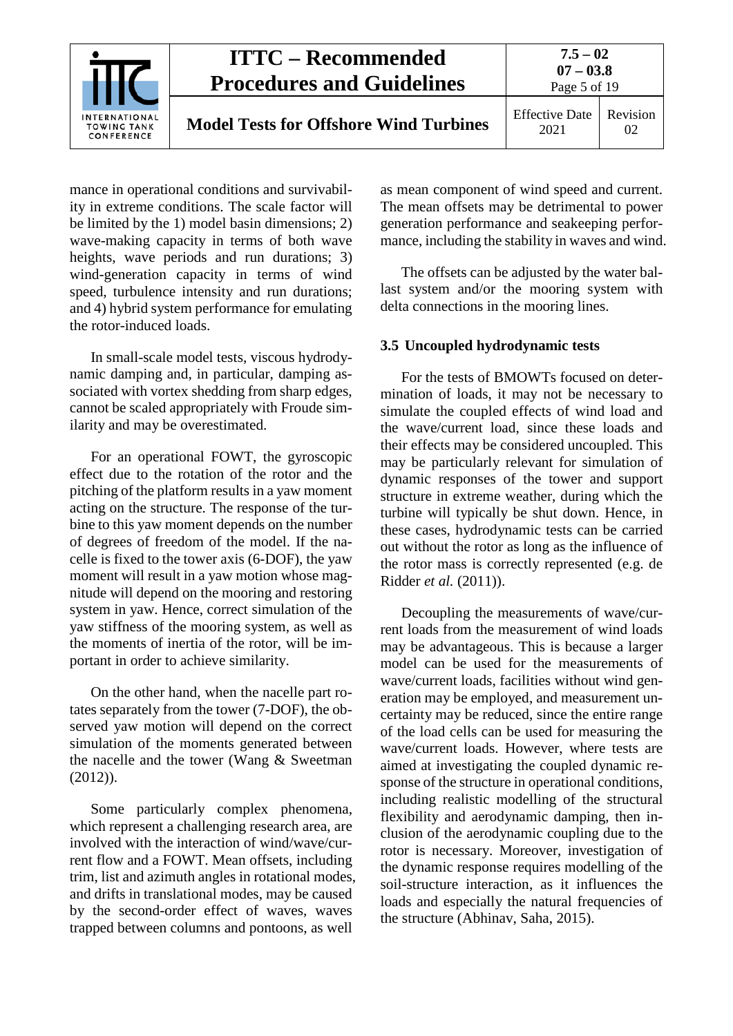mance in operational conditions and survivability in extreme conditions. The scale factor will be limited by the 1) model basin dimensions; 2) wave-making capacity in terms of both wave heights, wave periods and run durations; 3) wind-generation capacity in terms of wind speed, turbulence intensity and run durations; and 4) hybrid system performance for emulating the rotor-induced loads.

In small-scale model tests, viscous hydrodynamic damping and, in particular, damping associated with vortex shedding from sharp edges, cannot be scaled appropriately with Froude similarity and may be overestimated.

For an operational FOWT, the gyroscopic effect due to the rotation of the rotor and the pitching of the platform results in a yaw moment acting on the structure. The response of the turbine to this yaw moment depends on the number of degrees of freedom of the model. If the nacelle is fixed to the tower axis (6-DOF), the yaw moment will result in a yaw motion whose magnitude will depend on the mooring and restoring system in yaw. Hence, correct simulation of the yaw stiffness of the mooring system, as well as the moments of inertia of the rotor, will be important in order to achieve similarity.

On the other hand, when the nacelle part rotates separately from the tower (7-DOF), the observed yaw motion will depend on the correct simulation of the moments generated between the nacelle and the tower (Wang & Sweetman (2012)).

Some particularly complex phenomena, which represent a challenging research area, are involved with the interaction of wind/wave/current flow and a FOWT. Mean offsets, including trim, list and azimuth angles in rotational modes, and drifts in translational modes, may be caused by the second-order effect of waves, waves trapped between columns and pontoons, as well as mean component of wind speed and current. The mean offsets may be detrimental to power generation performance and seakeeping performance, including the stability in waves and wind.

The offsets can be adjusted by the water ballast system and/or the mooring system with delta connections in the mooring lines.

### 3.5 Uncoupled hydrodynamic tests

For the tests of BMOWTs focused on determination of loads, it may not be necessary to simulate the coupled effects of wind load and the wave/current load, since these loads and their effects may be considered uncoupled. This may be particularly relevant for simulation of dynamic responses of the tower and support structure in extreme weather, during which the turbine will typically be shut down. Hence, in these cases, hydrodynamic tests can be carried out without the rotor as long as the influence of the rotor mass is correctly represented (e.g. de Ridder *et al.* (2011)).

Decoupling the measurements of wave/current loads from the measurement of wind loads may be advantageous. This is because a larger model can be used for the measurements of wave/current loads, facilities without wind generation may be employed, and measurement uncertainty may be reduced, since the entire range of the load cells can be used for measuring the wave/current loads. However, where tests are aimed at investigating the coupled dynamic response of the structure in operational conditions, including realistic modelling of the structural flexibility and aerodynamic damping, then inclusion of the aerodynamic coupling due to the rotor is necessary. Moreover, investigation of the dynamic response requires modelling of the soil-structure interaction, as it influences the loads and especially the natural frequencies of the structure (Abhinav, Saha, 2015).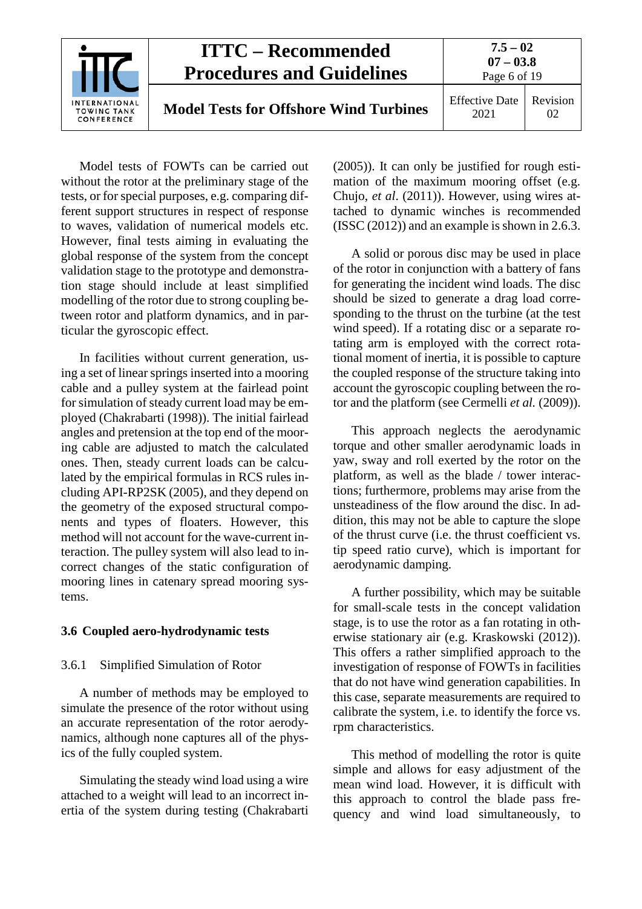Model tests of FOWTs can be carried out without the rotor at the preliminary stage of the tests, or for special purposes, e.g. comparing different support structures in respect of response to waves, validation of numerical models etc. However, final tests aiming in evaluating the global response of the system from the concept validation stage to the prototype and demonstration stage should include at least simplified modelling of the rotor due to strong coupling between rotor and platform dynamics, and in particular the gyroscopic effect.

In facilities without current generation, using a set of linear springs inserted into a mooring cable and a pulley system at the fairlead point for simulation of steady current load may be employed (Chakrabarti (1998)). The initial fairlead angles and pretension at the top end of the mooring cable are adjusted to match the calculated ones. Then, steady current loads can be calculated by the empirical formulas in RCS rules including API-RP2SK (2005), and they depend on the geometry of the exposed structural components and types of floaters. However, this method will not account for the wave-current interaction. The pulley system will also lead to incorrect changes of the static configuration of mooring lines in catenary spread mooring systems.

### 3.6 Coupled aero-hydrodynamic tests

#### 3.6.1 Simplified Simulation of Rotor

A number of methods may be employed to simulate the presence of the rotor without using an accurate representation of the rotor aerodynamics, although none captures all of the physics of the fully coupled system.

Simulating the steady wind load using a wire attached to a weight will lead to an incorrect inertia of the system during testing (Chakrabarti (2005)). It can only be justified for rough estimation of the maximum mooring offset (e.g. Chujo, *et al*. (2011)). However, using wires attached to dynamic winches is recommended (ISSC (2012)) and an example is shown in 2.6.3.

A solid or porous disc may be used in place of the rotor in conjunction with a battery of fans for generating the incident wind loads. The disc should be sized to generate a drag load corresponding to the thrust on the turbine (at the test wind speed). If a rotating disc or a separate rotating arm is employed with the correct rotational moment of inertia, it is possible to capture the coupled response of the structure taking into account the gyroscopic coupling between the rotor and the platform (see Cermelli *et al.* (2009)).

This approach neglects the aerodynamic torque and other smaller aerodynamic loads in yaw, sway and roll exerted by the rotor on the platform, as well as the blade / tower interactions; furthermore, problems may arise from the unsteadiness of the flow around the disc. In addition, this may not be able to capture the slope of the thrust curve (i.e. the thrust coefficient vs. tip speed ratio curve), which is important for aerodynamic damping.

A further possibility, which may be suitable for small-scale tests in the concept validation stage, is to use the rotor as a fan rotating in otherwise stationary air (e.g. Kraskowski (2012)). This offers a rather simplified approach to the investigation of response of FOWTs in facilities that do not have wind generation capabilities. In this case, separate measurements are required to calibrate the system, i.e. to identify the force vs. rpm characteristics.

This method of modelling the rotor is quite simple and allows for easy adjustment of the mean wind load. However, it is difficult with this approach to control the blade pass frequency and wind load simultaneously, to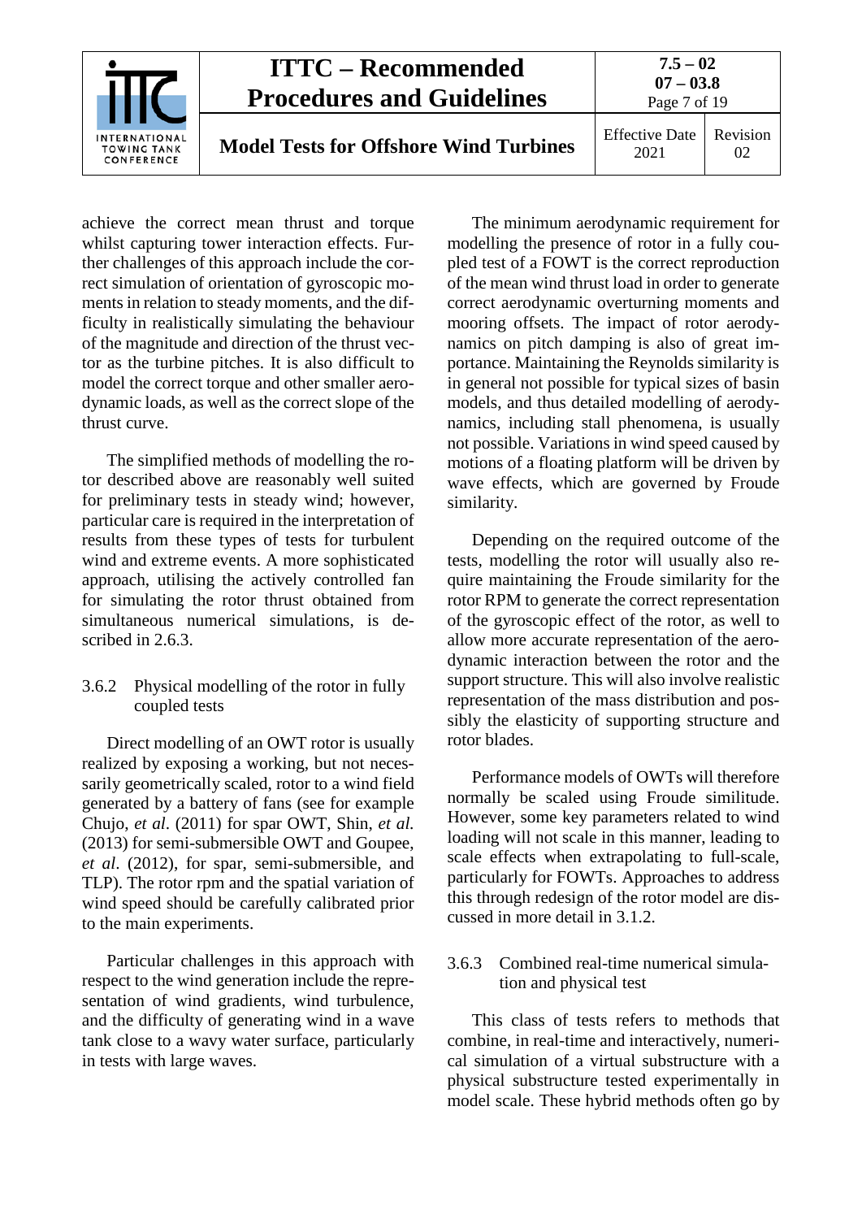achieve the correct mean thrust and torque whilst capturing tower interaction effects. Further challenges of this approach include the correct simulation of orientation of gyroscopic moments in relation to steady moments, and the difficulty in realistically simulating the behaviour of the magnitude and direction of the thrust vector as the turbine pitches. It is also difficult to model the correct torque and other smaller aerodynamic loads, as well as the correct slope of the thrust curve.

The simplified methods of modelling the rotor described above are reasonably well suited for preliminary tests in steady wind; however, particular care is required in the interpretation of results from these types of tests for turbulent wind and extreme events. A more sophisticated approach, utilising the actively controlled fan for simulating the rotor thrust obtained from simultaneous numerical simulations, is described in 2.6.3.

### 3.6.2 Physical modelling of the rotor in fully coupled tests

Direct modelling of an OWT rotor is usually realized by exposing a working, but not necessarily geometrically scaled, rotor to a wind field generated by a battery of fans (see for example Chujo, *et al*. (2011) for spar OWT, Shin, *et al.* (2013) for semi-submersible OWT and Goupee, *et al*. (2012), for spar, semi-submersible, and TLP). The rotor rpm and the spatial variation of wind speed should be carefully calibrated prior to the main experiments.

Particular challenges in this approach with respect to the wind generation include the representation of wind gradients, wind turbulence, and the difficulty of generating wind in a wave tank close to a wavy water surface, particularly in tests with large waves.

The minimum aerodynamic requirement for modelling the presence of rotor in a fully coupled test of a FOWT is the correct reproduction of the mean wind thrust load in order to generate correct aerodynamic overturning moments and mooring offsets. The impact of rotor aerodynamics on pitch damping is also of great importance. Maintaining the Reynolds similarity is in general not possible for typical sizes of basin models, and thus detailed modelling of aerodynamics, including stall phenomena, is usually not possible. Variations in wind speed caused by motions of a floating platform will be driven by wave effects, which are governed by Froude similarity.

Depending on the required outcome of the tests, modelling the rotor will usually also require maintaining the Froude similarity for the rotor RPM to generate the correct representation of the gyroscopic effect of the rotor, as well to allow more accurate representation of the aerodynamic interaction between the rotor and the support structure. This will also involve realistic representation of the mass distribution and possibly the elasticity of supporting structure and rotor blades.

Performance models of OWTs will therefore normally be scaled using Froude similitude. However, some key parameters related to wind loading will not scale in this manner, leading to scale effects when extrapolating to full-scale, particularly for FOWTs. Approaches to address this through redesign of the rotor model are discussed in more detail in 3.1.2.

### 3.6.3 Combined real-time numerical simulation and physical test

This class of tests refers to methods that combine, in real-time and interactively, numerical simulation of a virtual substructure with a physical substructure tested experimentally in model scale. These hybrid methods often go by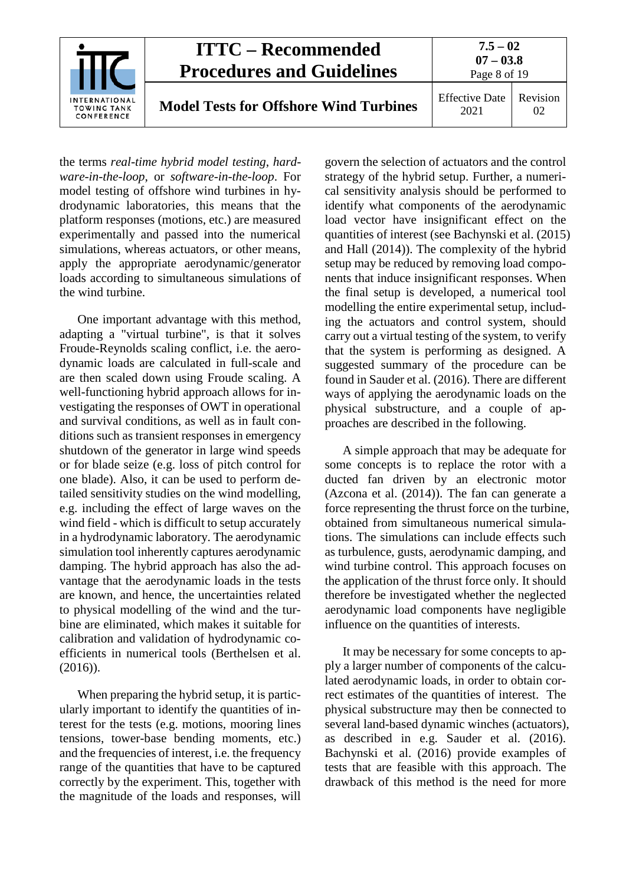the terms *real-time hybrid model testing*, *hardware-in-the-loop*, or *software-in-the-loop*. For model testing of offshore wind turbines in hydrodynamic laboratories, this means that the platform responses (motions, etc.) are measured experimentally and passed into the numerical simulations, whereas actuators, or other means, apply the appropriate aerodynamic/generator loads according to simultaneous simulations of the wind turbine.

One important advantage with this method, adapting a "virtual turbine", is that it solves Froude-Reynolds scaling conflict, i.e. the aerodynamic loads are calculated in full-scale and are then scaled down using Froude scaling. A well-functioning hybrid approach allows for investigating the responses of OWT in operational and survival conditions, as well as in fault conditions such as transient responses in emergency shutdown of the generator in large wind speeds or for blade seize (e.g. loss of pitch control for one blade). Also, it can be used to perform detailed sensitivity studies on the wind modelling, e.g. including the effect of large waves on the wind field - which is difficult to setup accurately in a hydrodynamic laboratory. The aerodynamic simulation tool inherently captures aerodynamic damping. The hybrid approach has also the advantage that the aerodynamic loads in the tests are known, and hence, the uncertainties related to physical modelling of the wind and the turbine are eliminated, which makes it suitable for calibration and validation of hydrodynamic coefficients in numerical tools (Berthelsen et al. (2016)).

When preparing the hybrid setup, it is particularly important to identify the quantities of interest for the tests (e.g. motions, mooring lines tensions, tower-base bending moments, etc.) and the frequencies of interest, i.e. the frequency range of the quantities that have to be captured correctly by the experiment. This, together with the magnitude of the loads and responses, will govern the selection of actuators and the control strategy of the hybrid setup. Further, a numerical sensitivity analysis should be performed to identify what components of the aerodynamic load vector have insignificant effect on the quantities of interest (see Bachynski et al. (2015) and Hall (2014)). The complexity of the hybrid setup may be reduced by removing load components that induce insignificant responses. When the final setup is developed, a numerical tool modelling the entire experimental setup, including the actuators and control system, should carry out a virtual testing of the system, to verify that the system is performing as designed. A suggested summary of the procedure can be found in Sauder et al. (2016). There are different ways of applying the aerodynamic loads on the physical substructure, and a couple of approaches are described in the following.

A simple approach that may be adequate for some concepts is to replace the rotor with a ducted fan driven by an electronic motor (Azcona et al. (2014)). The fan can generate a force representing the thrust force on the turbine, obtained from simultaneous numerical simulations. The simulations can include effects such as turbulence, gusts, aerodynamic damping, and wind turbine control. This approach focuses on the application of the thrust force only. It should therefore be investigated whether the neglected aerodynamic load components have negligible influence on the quantities of interests.

It may be necessary for some concepts to apply a larger number of components of the calculated aerodynamic loads, in order to obtain correct estimates of the quantities of interest. The physical substructure may then be connected to several land-based dynamic winches (actuators), as described in e.g. Sauder et al. (2016). Bachynski et al. (2016) provide examples of tests that are feasible with this approach. The drawback of this method is the need for more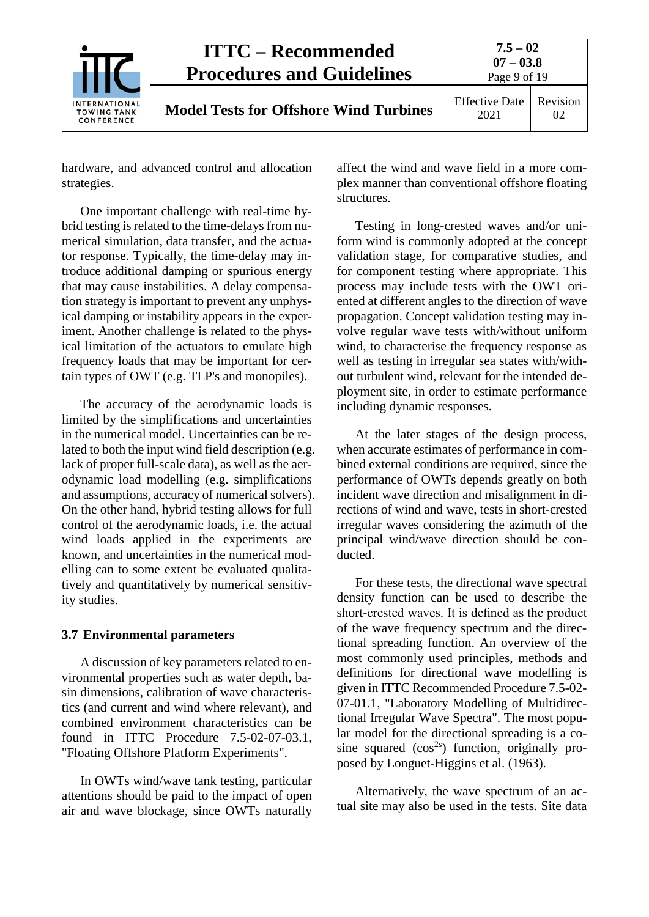hardware, and advanced control and allocation strategies.

One important challenge with real-time hybrid testing is related to the time-delays from numerical simulation, data transfer, and the actuator response. Typically, the time-delay may introduce additional damping or spurious energy that may cause instabilities. A delay compensation strategy is important to prevent any unphysical damping or instability appears in the experiment. Another challenge is related to the physical limitation of the actuators to emulate high frequency loads that may be important for certain types of OWT (e.g. TLP's and monopiles).

The accuracy of the aerodynamic loads is limited by the simplifications and uncertainties in the numerical model. Uncertainties can be related to both the input wind field description (e.g. lack of proper full-scale data), as well as the aerodynamic load modelling (e.g. simplifications and assumptions, accuracy of numerical solvers). On the other hand, hybrid testing allows for full control of the aerodynamic loads, i.e. the actual wind loads applied in the experiments are known, and uncertainties in the numerical modelling can to some extent be evaluated qualitatively and quantitatively by numerical sensitivity studies.

### 3.7 Environmental parameters

A discussion of key parameters related to environmental properties such as water depth, basin dimensions, calibration of wave characteristics (and current and wind where relevant), and combined environment characteristics can be found in ITTC Procedure 7.5-02-07-03.1, "Floating Offshore Platform Experiments".

In OWTs wind/wave tank testing, particular attentions should be paid to the impact of open air and wave blockage, since OWTs naturally affect the wind and wave field in a more complex manner than conventional offshore floating structures.

Testing in long-crested waves and/or uniform wind is commonly adopted at the concept validation stage, for comparative studies, and for component testing where appropriate. This process may include tests with the OWT oriented at different angles to the direction of wave propagation. Concept validation testing may involve regular wave tests with/without uniform wind, to characterise the frequency response as well as testing in irregular sea states with/without turbulent wind, relevant for the intended deployment site, in order to estimate performance including dynamic responses.

At the later stages of the design process, when accurate estimates of performance in combined external conditions are required, since the performance of OWTs depends greatly on both incident wave direction and misalignment in directions of wind and wave, tests in short-crested irregular waves considering the azimuth of the principal wind/wave direction should be conducted.

For these tests, the directional wave spectral density function can be used to describe the short-crested waves. It is defined as the product of the wave frequency spectrum and the directional spreading function. An overview of the most commonly used principles, methods and definitions for directional wave modelling is given in ITTC Recommended Procedure 7.5-02-07-01.1, "Laboratory Modelling of Multidirectional Irregular Wave Spectra". The most popular model for the directional spreading is a cosine squared ($\cos^{2s}$) function, originally proposed by Longuet-Higgins et al. (1963).

Alternatively, the wave spectrum of an actual site may also be used in the tests. Site data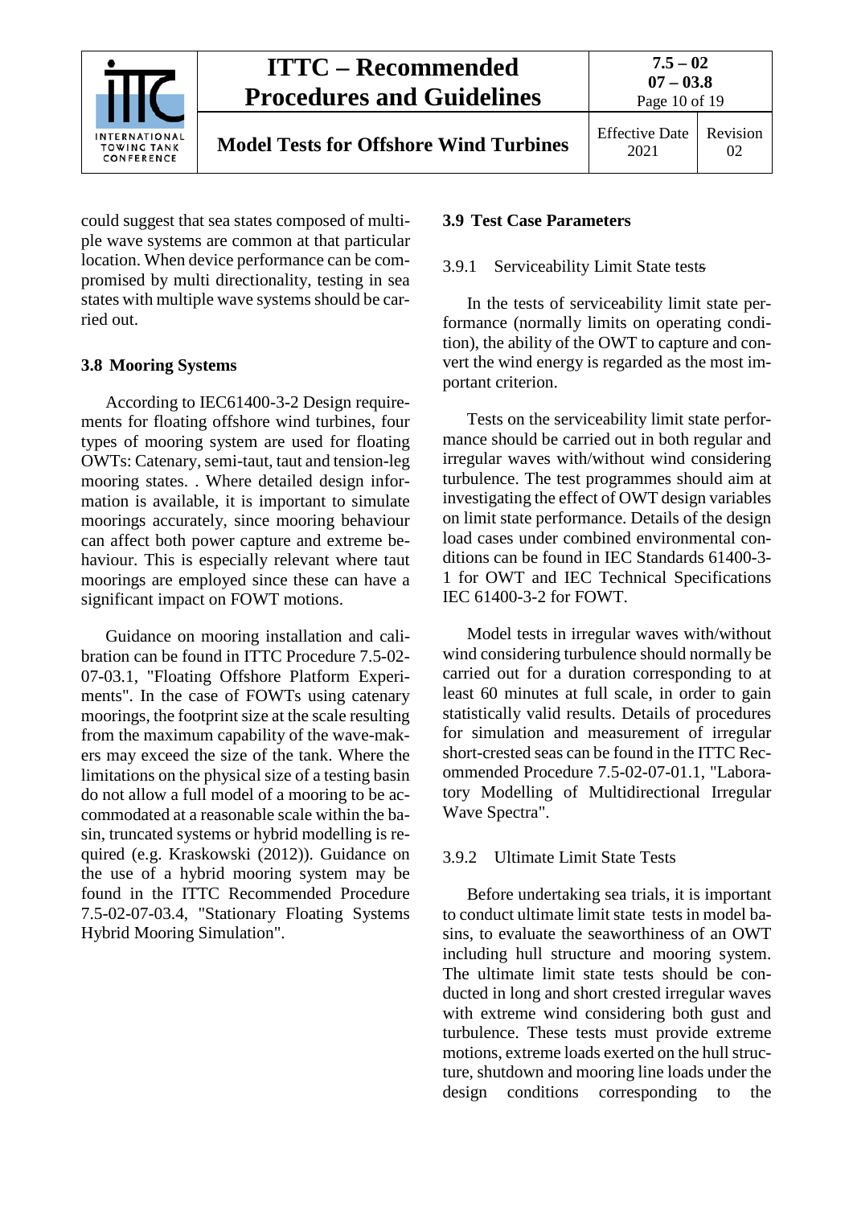could suggest that sea states composed of multiple wave systems are common at that particular location. When device performance can be compromised by multi directionality, testing in sea states with multiple wave systems should be carried out.

## 3.8 Mooring Systems

According to IEC61400-3-2 Design requirements for floating offshore wind turbines, four types of mooring system are used for floating OWTs: Catenary, semi-taut, taut and tension-leg mooring states. . Where detailed design information is available, it is important to simulate moorings accurately, since mooring behaviour can affect both power capture and extreme behaviour. This is especially relevant where taut moorings are employed since these can have a significant impact on FOWT motions.

Guidance on mooring installation and calibration can be found in ITTC Procedure 7.5-02-07-03.1, "Floating Offshore Platform Experiments". In the case of FOWTs using catenary moorings, the footprint size at the scale resulting from the maximum capability of the wave-makers may exceed the size of the tank. Where the limitations on the physical size of a testing basin do not allow a full model of a mooring to be accommodated at a reasonable scale within the basin, truncated systems or hybrid modelling is required (e.g. Kraskowski (2012)). Guidance on the use of a hybrid mooring system may be found in the ITTC Recommended Procedure 7.5-02-07-03.4, "Stationary Floating Systems Hybrid Mooring Simulation".

## 3.9 Test Case Parameters

### 3.9.1 Serviceability Limit State tests

In the tests of serviceability limit state performance (normally limits on operating condition), the ability of the OWT to capture and convert the wind energy is regarded as the most important criterion.

Tests on the serviceability limit state performance should be carried out in both regular and irregular waves with/without wind considering turbulence. The test programmes should aim at investigating the effect of OWT design variables on limit state performance. Details of the design load cases under combined environmental conditions can be found in IEC Standards 61400-3-1 for OWT and IEC Technical Specifications IEC 61400-3-2 for FOWT.

Model tests in irregular waves with/without wind considering turbulence should normally be carried out for a duration corresponding to at least 60 minutes at full scale, in order to gain statistically valid results. Details of procedures for simulation and measurement of irregular short-crested seas can be found in the ITTC Recommended Procedure 7.5-02-07-01.1, "Laboratory Modelling of Multidirectional Irregular Wave Spectra".

### 3.9.2 Ultimate Limit State Tests

Before undertaking sea trials, it is important to conduct ultimate limit state tests in model basins, to evaluate the seaworthiness of an OWT including hull structure and mooring system. The ultimate limit state tests should be conducted in long and short crested irregular waves with extreme wind considering both gust and turbulence. These tests must provide extreme motions, extreme loads exerted on the hull structure, shutdown and mooring line loads under the design conditions corresponding to the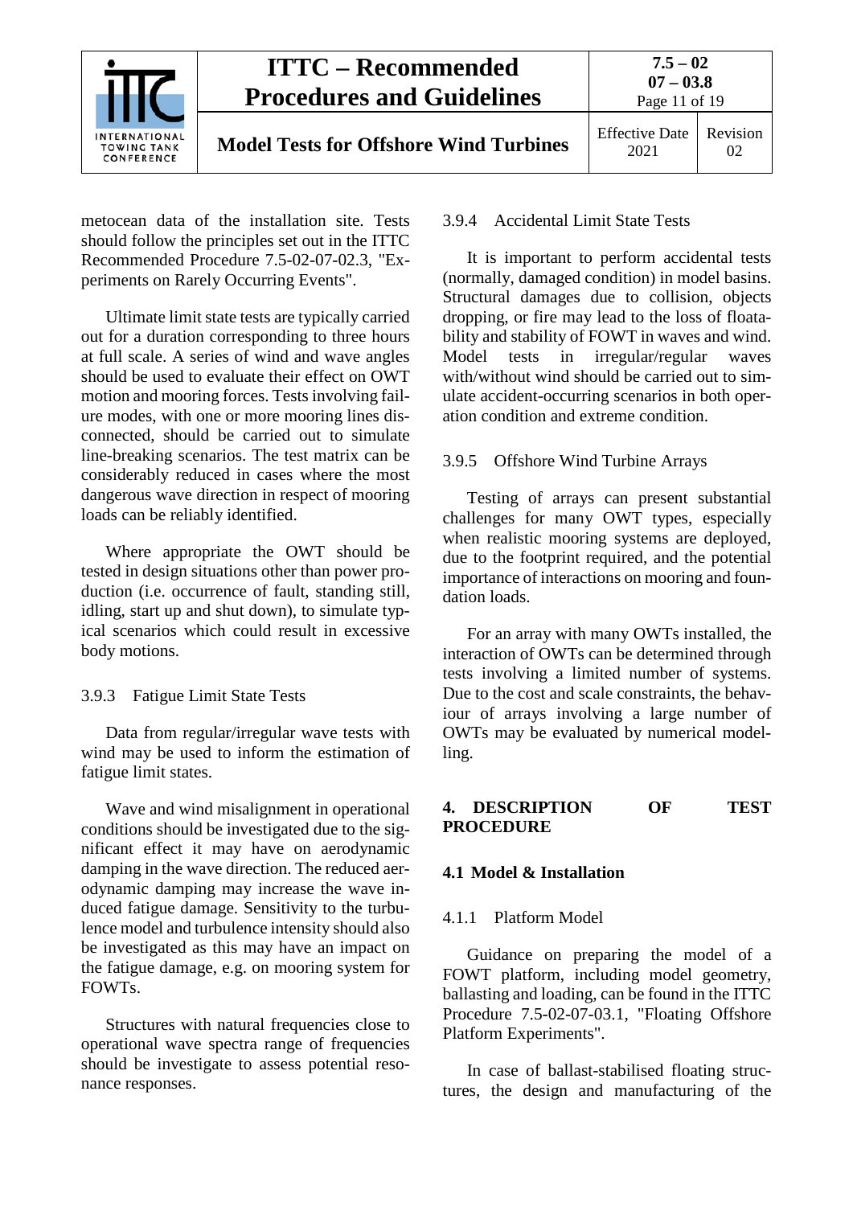metocean data of the installation site. Tests should follow the principles set out in the ITTC Recommended Procedure 7.5-02-07-02.3, "Experiments on Rarely Occurring Events".

Ultimate limit state tests are typically carried out for a duration corresponding to three hours at full scale. A series of wind and wave angles should be used to evaluate their effect on OWT motion and mooring forces. Tests involving failure modes, with one or more mooring lines disconnected, should be carried out to simulate line-breaking scenarios. The test matrix can be considerably reduced in cases where the most dangerous wave direction in respect of mooring loads can be reliably identified.

Where appropriate the OWT should be tested in design situations other than power production (i.e. occurrence of fault, standing still, idling, start up and shut down), to simulate typical scenarios which could result in excessive body motions.

### 3.9.3 Fatigue Limit State Tests

Data from regular/irregular wave tests with wind may be used to inform the estimation of fatigue limit states.

Wave and wind misalignment in operational conditions should be investigated due to the significant effect it may have on aerodynamic damping in the wave direction. The reduced aerodynamic damping may increase the wave induced fatigue damage. Sensitivity to the turbulence model and turbulence intensity should also be investigated as this may have an impact on the fatigue damage, e.g. on mooring system for FOWTs.

Structures with natural frequencies close to operational wave spectra range of frequencies should be investigate to assess potential resonance responses.

### 3.9.4 Accidental Limit State Tests

It is important to perform accidental tests (normally, damaged condition) in model basins. Structural damages due to collision, objects dropping, or fire may lead to the loss of floatability and stability of FOWT in waves and wind. Model tests in irregular/regular waves with/without wind should be carried out to simulate accident-occurring scenarios in both operation condition and extreme condition.

### 3.9.5 Offshore Wind Turbine Arrays

Testing of arrays can present substantial challenges for many OWT types, especially when realistic mooring systems are deployed, due to the footprint required, and the potential importance of interactions on mooring and foundation loads.

For an array with many OWTs installed, the interaction of OWTs can be determined through tests involving a limited number of systems. Due to the cost and scale constraints, the behaviour of arrays involving a large number of OWTs may be evaluated by numerical modelling.

# 4. DESCRIPTION OF TEST PROCEDURE

## 4.1 Model & Installation

### 4.1.1 Platform Model

Guidance on preparing the model of a FOWT platform, including model geometry, ballasting and loading, can be found in the ITTC Procedure 7.5-02-07-03.1, "Floating Offshore Platform Experiments".

In case of ballast-stabilised floating structures, the design and manufacturing of the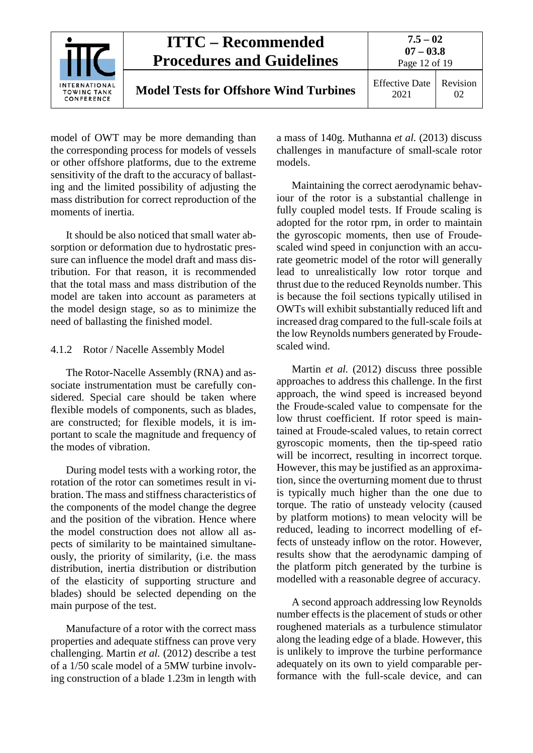model of OWT may be more demanding than the corresponding process for models of vessels or other offshore platforms, due to the extreme sensitivity of the draft to the accuracy of ballasting and the limited possibility of adjusting the mass distribution for correct reproduction of the moments of inertia.

It should be also noticed that small water absorption or deformation due to hydrostatic pressure can influence the model draft and mass distribution. For that reason, it is recommended that the total mass and mass distribution of the model are taken into account as parameters at the model design stage, so as to minimize the need of ballasting the finished model.

### 4.1.2 Rotor / Nacelle Assembly Model

The Rotor-Nacelle Assembly (RNA) and associate instrumentation must be carefully considered. Special care should be taken where flexible models of components, such as blades, are constructed; for flexible models, it is important to scale the magnitude and frequency of the modes of vibration.

During model tests with a working rotor, the rotation of the rotor can sometimes result in vibration. The mass and stiffness characteristics of the components of the model change the degree and the position of the vibration. Hence where the model construction does not allow all aspects of similarity to be maintained simultaneously, the priority of similarity, (i.e. the mass distribution, inertia distribution or distribution of the elasticity of supporting structure and blades) should be selected depending on the main purpose of the test.

Manufacture of a rotor with the correct mass properties and adequate stiffness can prove very challenging. Martin *et al.* (2012) describe a test of a 1/50 scale model of a 5MW turbine involving construction of a blade 1.23m in length with a mass of 140g. Muthanna *et al.* (2013) discuss challenges in manufacture of small-scale rotor models.

Maintaining the correct aerodynamic behaviour of the rotor is a substantial challenge in fully coupled model tests. If Froude scaling is adopted for the rotor rpm, in order to maintain the gyroscopic moments, then use of Froude-scaled wind speed in conjunction with an accurate geometric model of the rotor will generally lead to unrealistically low rotor torque and thrust due to the reduced Reynolds number. This is because the foil sections typically utilised in OWTs will exhibit substantially reduced lift and increased drag compared to the full-scale foils at the low Reynolds numbers generated by Froude-scaled wind.

Martin *et al.* (2012) discuss three possible approaches to address this challenge. In the first approach, the wind speed is increased beyond the Froude-scaled value to compensate for the low thrust coefficient. If rotor speed is maintained at Froude-scaled values, to retain correct gyroscopic moments, then the tip-speed ratio will be incorrect, resulting in incorrect torque. However, this may be justified as an approximation, since the overturning moment due to thrust is typically much higher than the one due to torque. The ratio of unsteady velocity (caused by platform motions) to mean velocity will be reduced, leading to incorrect modelling of effects of unsteady inflow on the rotor. However, results show that the aerodynamic damping of the platform pitch generated by the turbine is modelled with a reasonable degree of accuracy.

A second approach addressing low Reynolds number effects is the placement of studs or other roughened materials as a turbulence stimulator along the leading edge of a blade. However, this is unlikely to improve the turbine performance adequately on its own to yield comparable performance with the full-scale device, and can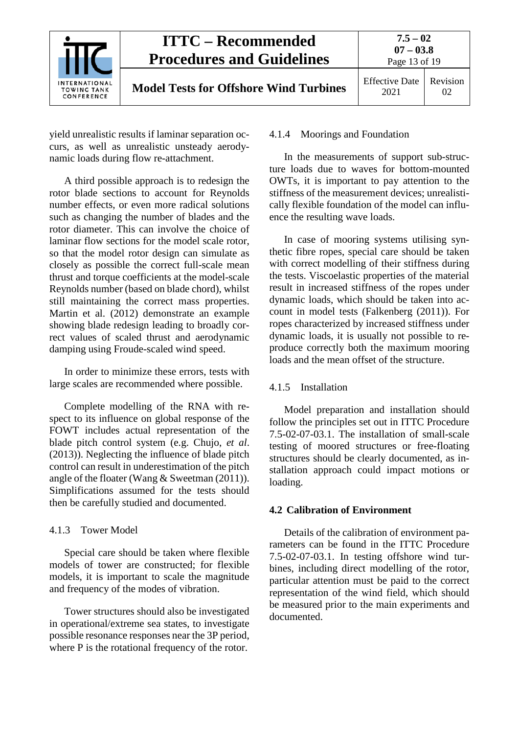yield unrealistic results if laminar separation occurs, as well as unrealistic unsteady aerodynamic loads during flow re-attachment.

A third possible approach is to redesign the rotor blade sections to account for Reynolds number effects, or even more radical solutions such as changing the number of blades and the rotor diameter. This can involve the choice of laminar flow sections for the model scale rotor, so that the model rotor design can simulate as closely as possible the correct full-scale mean thrust and torque coefficients at the model-scale Reynolds number (based on blade chord), whilst still maintaining the correct mass properties. Martin et al. (2012) demonstrate an example showing blade redesign leading to broadly correct values of scaled thrust and aerodynamic damping using Froude-scaled wind speed.

In order to minimize these errors, tests with large scales are recommended where possible.

Complete modelling of the RNA with respect to its influence on global response of the FOWT includes actual representation of the blade pitch control system (e.g. Chujo, *et al*. (2013)). Neglecting the influence of blade pitch control can result in underestimation of the pitch angle of the floater (Wang & Sweetman (2011)). Simplifications assumed for the tests should then be carefully studied and documented.

#### 4.1.3 Tower Model

Special care should be taken where flexible models of tower are constructed; for flexible models, it is important to scale the magnitude and frequency of the modes of vibration.

Tower structures should also be investigated in operational/extreme sea states, to investigate possible resonance responses near the 3P period, where P is the rotational frequency of the rotor.

#### 4.1.4 Moorings and Foundation

In the measurements of support sub-structure loads due to waves for bottom-mounted OWTs, it is important to pay attention to the stiffness of the measurement devices; unrealistically flexible foundation of the model can influence the resulting wave loads.

In case of mooring systems utilising synthetic fibre ropes, special care should be taken with correct modelling of their stiffness during the tests. Viscoelastic properties of the material result in increased stiffness of the ropes under dynamic loads, which should be taken into account in model tests (Falkenberg (2011)). For ropes characterized by increased stiffness under dynamic loads, it is usually not possible to reproduce correctly both the maximum mooring loads and the mean offset of the structure.

#### 4.1.5 Installation

Model preparation and installation should follow the principles set out in ITTC Procedure 7.5-02-07-03.1. The installation of small-scale testing of moored structures or free-floating structures should be clearly documented, as installation approach could impact motions or loading.

### 4.2 Calibration of Environment

Details of the calibration of environment parameters can be found in the ITTC Procedure 7.5-02-07-03.1. In testing offshore wind turbines, including direct modelling of the rotor, particular attention must be paid to the correct representation of the wind field, which should be measured prior to the main experiments and documented.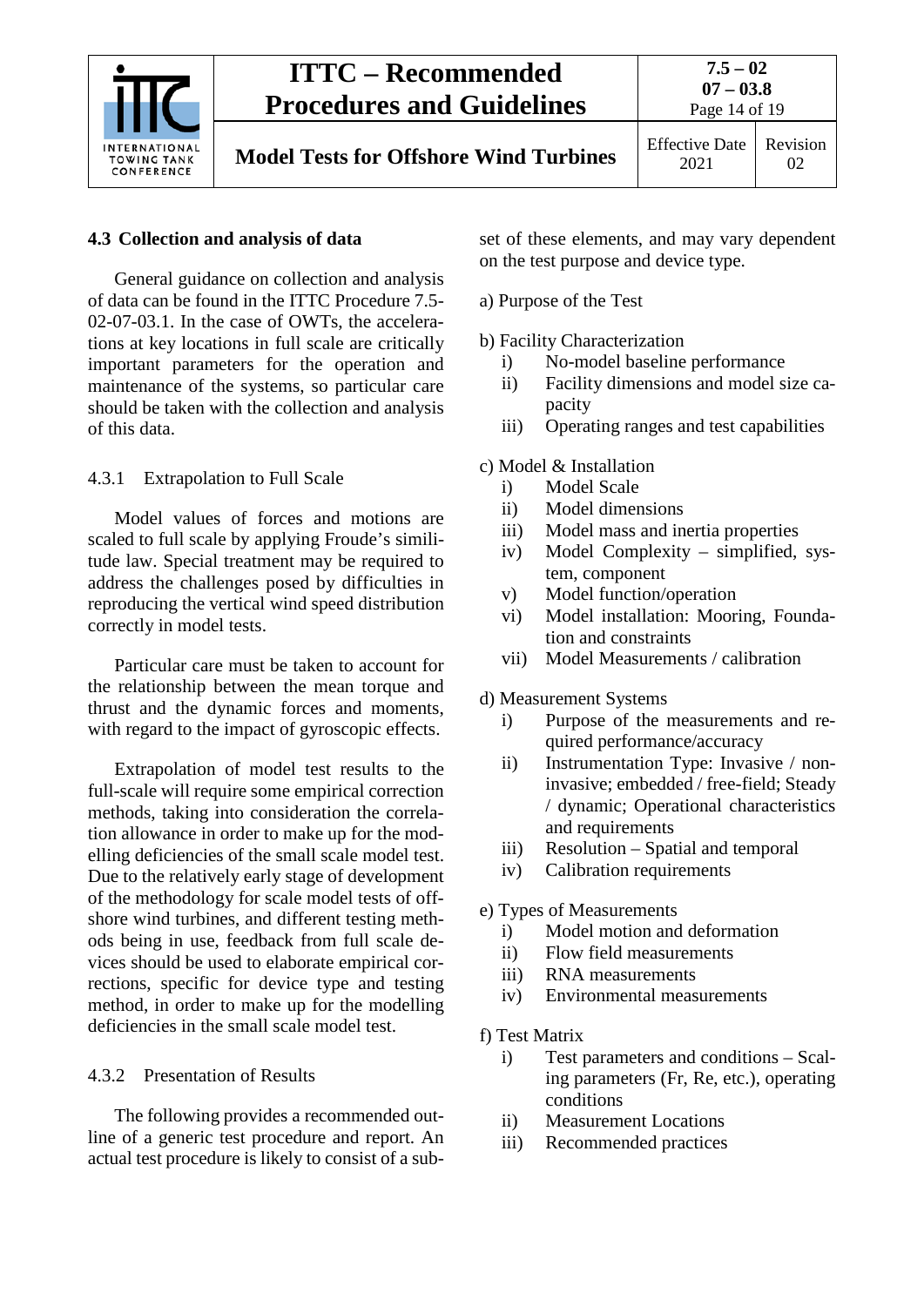## 4.3 Collection and analysis of data

General guidance on collection and analysis of data can be found in the ITTC Procedure 7.5-02-07-03.1. In the case of OWTs, the accelerations at key locations in full scale are critically important parameters for the operation and maintenance of the systems, so particular care should be taken with the collection and analysis of this data.

### 4.3.1 Extrapolation to Full Scale

Model values of forces and motions are scaled to full scale by applying Froude's similitude law. Special treatment may be required to address the challenges posed by difficulties in reproducing the vertical wind speed distribution correctly in model tests.

Particular care must be taken to account for the relationship between the mean torque and thrust and the dynamic forces and moments, with regard to the impact of gyroscopic effects.

Extrapolation of model test results to the full-scale will require some empirical correction methods, taking into consideration the correlation allowance in order to make up for the modelling deficiencies of the small scale model test. Due to the relatively early stage of development of the methodology for scale model tests of offshore wind turbines, and different testing methods being in use, feedback from full scale devices should be used to elaborate empirical corrections, specific for device type and testing method, in order to make up for the modelling deficiencies in the small scale model test.

### 4.3.2 Presentation of Results

The following provides a recommended outline of a generic test procedure and report. An actual test procedure is likely to consist of a subset of these elements, and may vary dependent on the test purpose and device type.

a) Purpose of the Test

b) Facility Characterization
- i) No-model baseline performance
- ii) Facility dimensions and model size capacity
- iii) Operating ranges and test capabilities

c) Model & Installation
- i) Model Scale
- ii) Model dimensions
- iii) Model mass and inertia properties
- iv) Model Complexity – simplified, system, component
- v) Model function/operation
- vi) Model installation: Mooring, Foundation and constraints
- vii) Model Measurements / calibration

d) Measurement Systems
- i) Purpose of the measurements and required performance/accuracy
- ii) Instrumentation Type: Invasive / non-invasive; embedded / free-field; Steady / dynamic; Operational characteristics and requirements
- iii) Resolution – Spatial and temporal
- iv) Calibration requirements

e) Types of Measurements
- i) Model motion and deformation
- ii) Flow field measurements
- iii) RNA measurements
- iv) Environmental measurements

f) Test Matrix
- i) Test parameters and conditions – Scaling parameters (Fr, Re, etc.), operating conditions
- ii) Measurement Locations
- iii) Recommended practices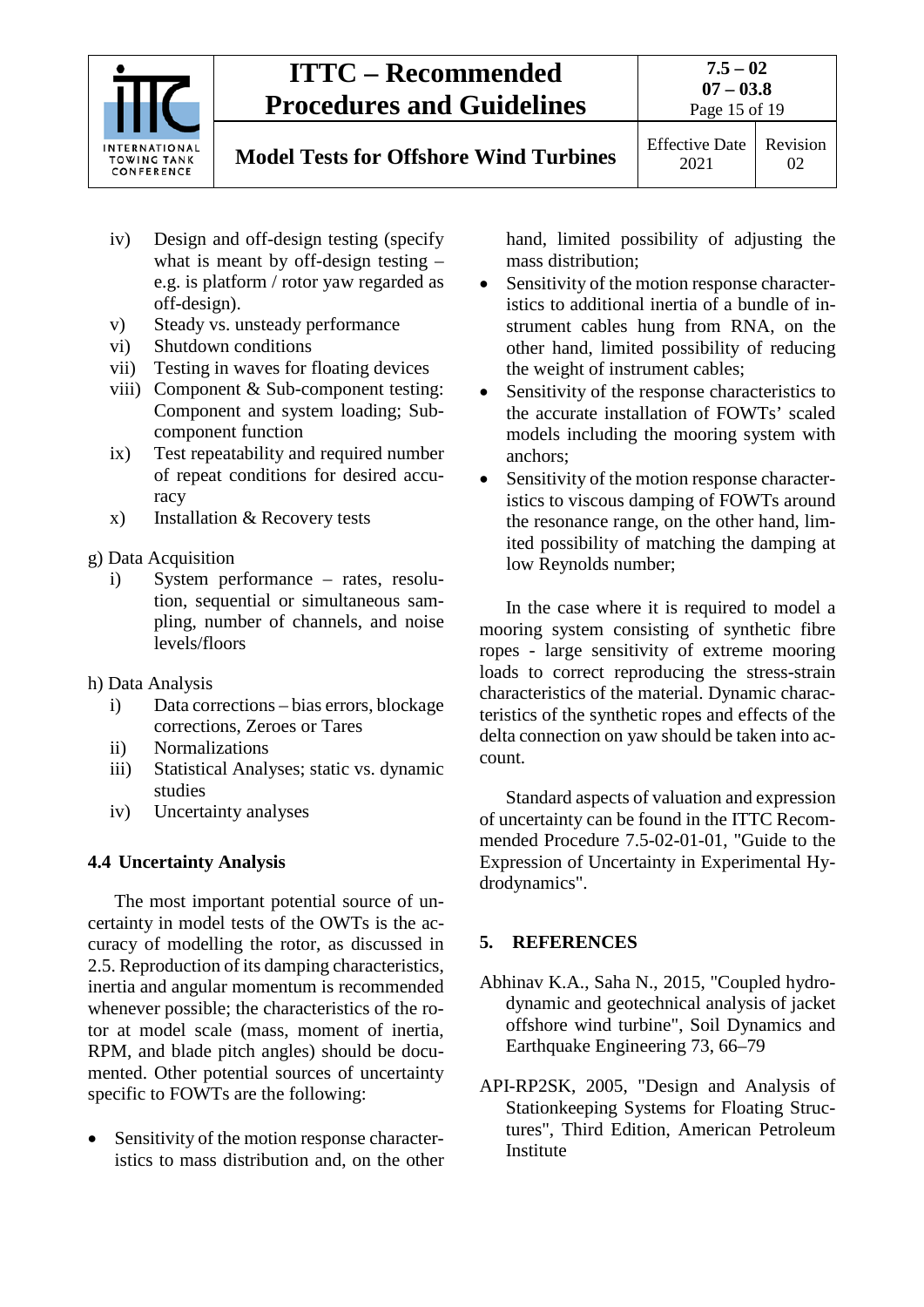iv) Design and off-design testing (specify what is meant by off-design testing – e.g. is platform / rotor yaw regarded as off-design).
v) Steady vs. unsteady performance
vi) Shutdown conditions
vii) Testing in waves for floating devices
viii) Component & Sub-component testing: Component and system loading; Sub-component function
ix) Test repeatability and required number of repeat conditions for desired accuracy
x) Installation & Recovery tests

g) Data Acquisition
  i) System performance – rates, resolution, sequential or simultaneous sampling, number of channels, and noise levels/floors

h) Data Analysis
  i) Data corrections – bias errors, blockage corrections, Zeroes or Tares
  ii) Normalizations
  iii) Statistical Analyses; static vs. dynamic studies
  iv) Uncertainty analyses

### 4.4 Uncertainty Analysis

The most important potential source of uncertainty in model tests of the OWTs is the accuracy of modelling the rotor, as discussed in 2.5. Reproduction of its damping characteristics, inertia and angular momentum is recommended whenever possible; the characteristics of the rotor at model scale (mass, moment of inertia, RPM, and blade pitch angles) should be documented. Other potential sources of uncertainty specific to FOWTs are the following:

- Sensitivity of the motion response characteristics to mass distribution and, on the other hand, limited possibility of adjusting the mass distribution;
- Sensitivity of the motion response characteristics to additional inertia of a bundle of instrument cables hung from RNA, on the other hand, limited possibility of reducing the weight of instrument cables;
- Sensitivity of the response characteristics to the accurate installation of FOWTs' scaled models including the mooring system with anchors;
- Sensitivity of the motion response characteristics to viscous damping of FOWTs around the resonance range, on the other hand, limited possibility of matching the damping at low Reynolds number;

In the case where it is required to model a mooring system consisting of synthetic fibre ropes - large sensitivity of extreme mooring loads to correct reproducing the stress-strain characteristics of the material. Dynamic characteristics of the synthetic ropes and effects of the delta connection on yaw should be taken into account.

Standard aspects of valuation and expression of uncertainty can be found in the ITTC Recommended Procedure 7.5-02-01-01, "Guide to the Expression of Uncertainty in Experimental Hydrodynamics".

## 5. REFERENCES

Abhinav K.A., Saha N., 2015, "Coupled hydrodynamic and geotechnical analysis of jacket offshore wind turbine", Soil Dynamics and Earthquake Engineering 73, 66–79

API-RP2SK, 2005, "Design and Analysis of Stationkeeping Systems for Floating Structures", Third Edition, American Petroleum Institute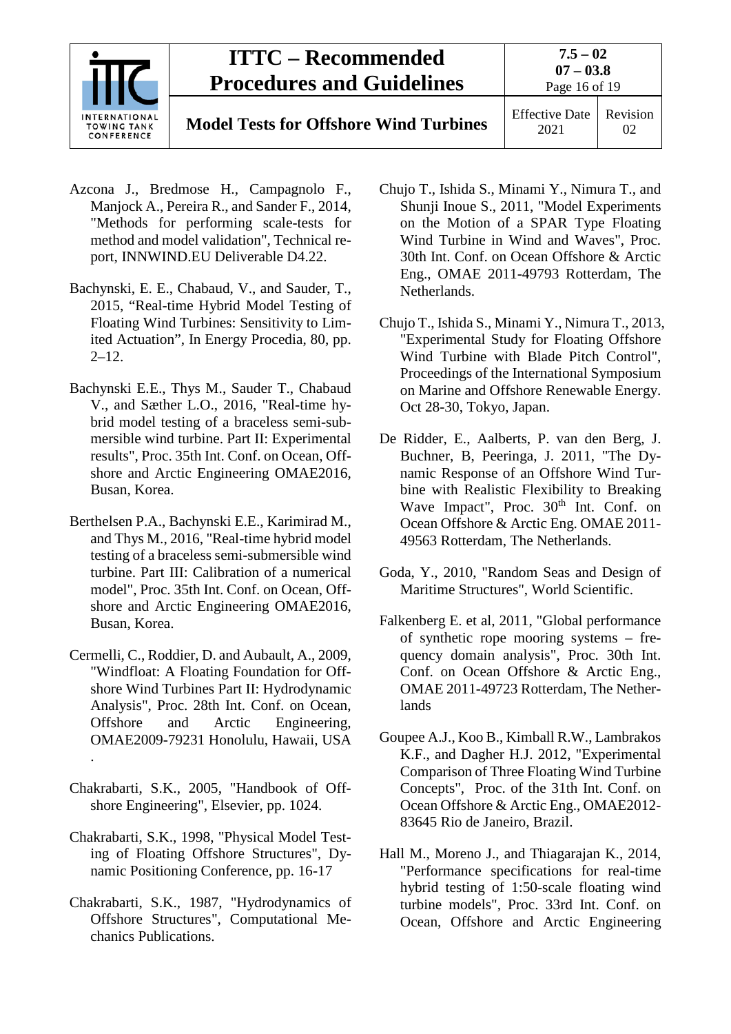Azcona J., Bredmose H., Campagnolo F., Manjock A., Pereira R., and Sander F., 2014, "Methods for performing scale-tests for method and model validation", Technical report, INNWIND.EU Deliverable D4.22.

Bachynski, E. E., Chabaud, V., and Sauder, T., 2015, "Real-time Hybrid Model Testing of Floating Wind Turbines: Sensitivity to Limited Actuation", In Energy Procedia, 80, pp. 2–12.

Bachynski E.E., Thys M., Sauder T., Chabaud V., and Sæther L.O., 2016, "Real-time hybrid model testing of a braceless semi-submersible wind turbine. Part II: Experimental results", Proc. 35th Int. Conf. on Ocean, Offshore and Arctic Engineering OMAE2016, Busan, Korea.

Berthelsen P.A., Bachynski E.E., Karimirad M., and Thys M., 2016, "Real-time hybrid model testing of a braceless semi-submersible wind turbine. Part III: Calibration of a numerical model", Proc. 35th Int. Conf. on Ocean, Offshore and Arctic Engineering OMAE2016, Busan, Korea.

Cermelli, C., Roddier, D. and Aubault, A., 2009, "Windfloat: A Floating Foundation for Offshore Wind Turbines Part II: Hydrodynamic Analysis", Proc. 28th Int. Conf. on Ocean, Offshore and Arctic Engineering, OMAE2009-79231 Honolulu, Hawaii, USA .

Chakrabarti, S.K., 2005, "Handbook of Offshore Engineering", Elsevier, pp. 1024.

Chakrabarti, S.K., 1998, "Physical Model Testing of Floating Offshore Structures", Dynamic Positioning Conference, pp. 16-17

Chakrabarti, S.K., 1987, "Hydrodynamics of Offshore Structures", Computational Mechanics Publications.

Chujo T., Ishida S., Minami Y., Nimura T., and Shunji Inoue S., 2011, "Model Experiments on the Motion of a SPAR Type Floating Wind Turbine in Wind and Waves", Proc. 30th Int. Conf. on Ocean Offshore & Arctic Eng., OMAE 2011-49793 Rotterdam, The Netherlands.

Chujo T., Ishida S., Minami Y., Nimura T., 2013, "Experimental Study for Floating Offshore Wind Turbine with Blade Pitch Control", Proceedings of the International Symposium on Marine and Offshore Renewable Energy. Oct 28-30, Tokyo, Japan.

De Ridder, E., Aalberts, P. van den Berg, J. Buchner, B, Peeringa, J. 2011, "The Dynamic Response of an Offshore Wind Turbine with Realistic Flexibility to Breaking Wave Impact", Proc. 30th Int. Conf. on Ocean Offshore & Arctic Eng. OMAE 2011-49563 Rotterdam, The Netherlands.

Goda, Y., 2010, "Random Seas and Design of Maritime Structures", World Scientific.

Falkenberg E. et al, 2011, "Global performance of synthetic rope mooring systems – frequency domain analysis", Proc. 30th Int. Conf. on Ocean Offshore & Arctic Eng., OMAE 2011-49723 Rotterdam, The Netherlands

Goupee A.J., Koo B., Kimball R.W., Lambrakos K.F., and Dagher H.J. 2012, "Experimental Comparison of Three Floating Wind Turbine Concepts", Proc. of the 31th Int. Conf. on Ocean Offshore & Arctic Eng., OMAE2012-83645 Rio de Janeiro, Brazil.

Hall M., Moreno J., and Thiagarajan K., 2014, "Performance specifications for real-time hybrid testing of 1:50-scale floating wind turbine models", Proc. 33rd Int. Conf. on Ocean, Offshore and Arctic Engineering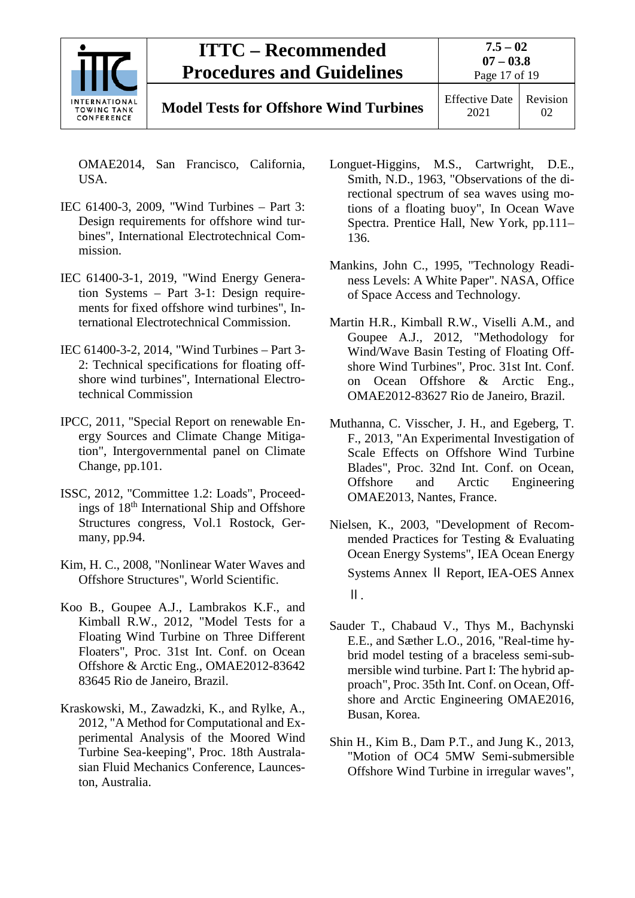OMAE2014, San Francisco, California, USA.

IEC 61400-3, 2009, "Wind Turbines – Part 3: Design requirements for offshore wind turbines", International Electrotechnical Commission.

IEC 61400-3-1, 2019, "Wind Energy Generation Systems – Part 3-1: Design requirements for fixed offshore wind turbines", International Electrotechnical Commission.

IEC 61400-3-2, 2014, "Wind Turbines – Part 3-2: Technical specifications for floating offshore wind turbines", International Electrotechnical Commission

IPCC, 2011, "Special Report on renewable Energy Sources and Climate Change Mitigation", Intergovernmental panel on Climate Change, pp.101.

ISSC, 2012, "Committee 1.2: Loads", Proceedings of 18th International Ship and Offshore Structures congress, Vol.1 Rostock, Germany, pp.94.

Kim, H. C., 2008, "Nonlinear Water Waves and Offshore Structures", World Scientific.

Koo B., Goupee A.J., Lambrakos K.F., and Kimball R.W., 2012, "Model Tests for a Floating Wind Turbine on Three Different Floaters", Proc. 31st Int. Conf. on Ocean Offshore & Arctic Eng., OMAE2012-83642 83645 Rio de Janeiro, Brazil.

Kraskowski, M., Zawadzki, K., and Rylke, A., 2012, "A Method for Computational and Experimental Analysis of the Moored Wind Turbine Sea-keeping", Proc. 18th Australasian Fluid Mechanics Conference, Launceston, Australia.

Longuet-Higgins, M.S., Cartwright, D.E., Smith, N.D., 1963, "Observations of the directional spectrum of sea waves using motions of a floating buoy", In Ocean Wave Spectra. Prentice Hall, New York, pp.111–136.

Mankins, John C., 1995, "Technology Readiness Levels: A White Paper". NASA, Office of Space Access and Technology.

Martin H.R., Kimball R.W., Viselli A.M., and Goupee A.J., 2012, "Methodology for Wind/Wave Basin Testing of Floating Offshore Wind Turbines", Proc. 31st Int. Conf. on Ocean Offshore & Arctic Eng., OMAE2012-83627 Rio de Janeiro, Brazil.

Muthanna, C. Visscher, J. H., and Egeberg, T. F., 2013, "An Experimental Investigation of Scale Effects on Offshore Wind Turbine Blades", Proc. 32nd Int. Conf. on Ocean, Offshore and Arctic Engineering OMAE2013, Nantes, France.

Nielsen, K., 2003, "Development of Recommended Practices for Testing & Evaluating Ocean Energy Systems", IEA Ocean Energy Systems Annex Ⅱ Report, IEA-OES Annex Ⅱ.

Sauder T., Chabaud V., Thys M., Bachynski E.E., and Sæther L.O., 2016, "Real-time hybrid model testing of a braceless semi-submersible wind turbine. Part I: The hybrid approach", Proc. 35th Int. Conf. on Ocean, Offshore and Arctic Engineering OMAE2016, Busan, Korea.

Shin H., Kim B., Dam P.T., and Jung K., 2013, "Motion of OC4 5MW Semi-submersible Offshore Wind Turbine in irregular waves",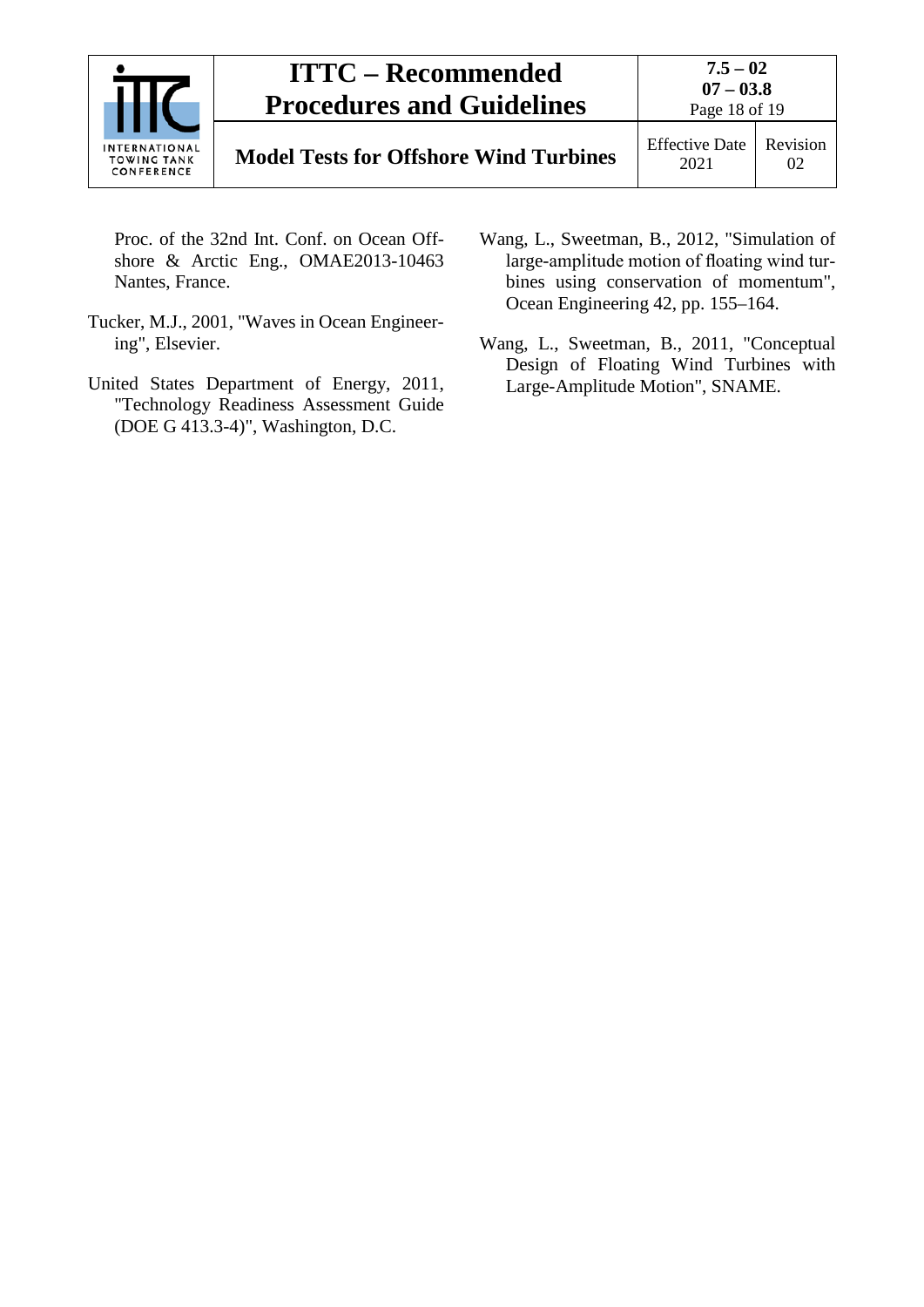Proc. of the 32nd Int. Conf. on Ocean Offshore & Arctic Eng., OMAE2013-10463 Nantes, France.

Tucker, M.J., 2001, "Waves in Ocean Engineering", Elsevier.

United States Department of Energy, 2011, "Technology Readiness Assessment Guide (DOE G 413.3-4)", Washington, D.C.

Wang, L., Sweetman, B., 2012, "Simulation of large-amplitude motion of floating wind turbines using conservation of momentum", Ocean Engineering 42, pp. 155–164.

Wang, L., Sweetman, B., 2011, "Conceptual Design of Floating Wind Turbines with Large-Amplitude Motion", SNAME.